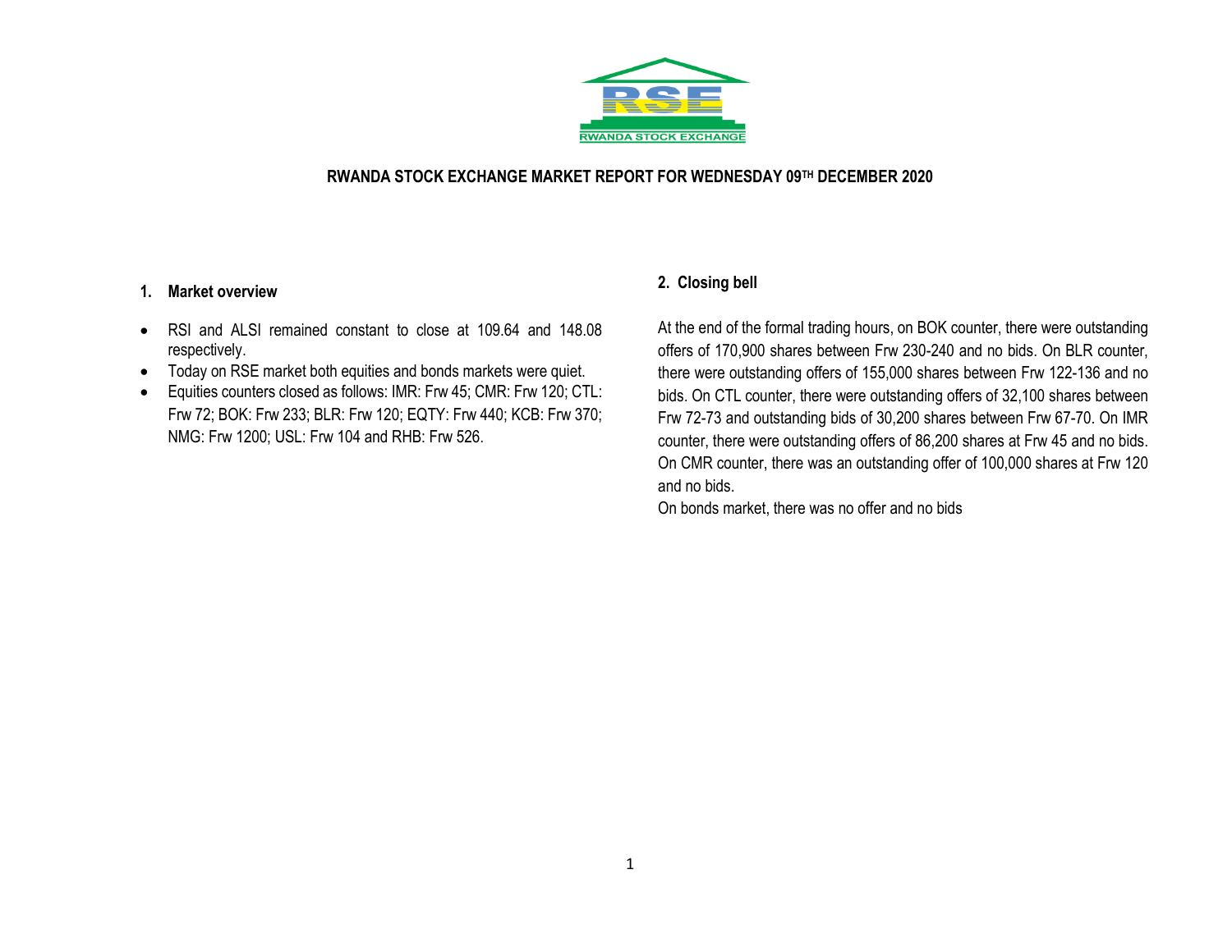RWANDA STOCK EXCHANGE

# RWANDA STOCK EXCHANGE MARKET REPORT FOR WEDNESDAY 09TH DECEMBER 2020

## 1. Market overview

- RSI and ALSI remained constant to close at 109.64 and 148.08 respectively.
- Today on RSE market both equities and bonds markets were quiet.
- Equities counters closed as follows: IMR: Frw 45; CMR: Frw 120; CTL: Frw 72; BOK: Frw 233; BLR: Frw 120; EQTY: Frw 440; KCB: Frw 370; NMG: Frw 1200; USL: Frw 104 and RHB: Frw 526.

## 2. Closing bell

At the end of the formal trading hours, on BOK counter, there were outstanding offers of 170,900 shares between Frw 230-240 and no bids. On BLR counter, there were outstanding offers of 155,000 shares between Frw 122-136 and no bids. On CTL counter, there were outstanding offers of 32,100 shares between Frw 72-73 and outstanding bids of 30,200 shares between Frw 67-70. On IMR counter, there were outstanding offers of 86,200 shares at Frw 45 and no bids. On CMR counter, there was an outstanding offer of 100,000 shares at Frw 120 and no bids.

On bonds market, there was no offer and no bids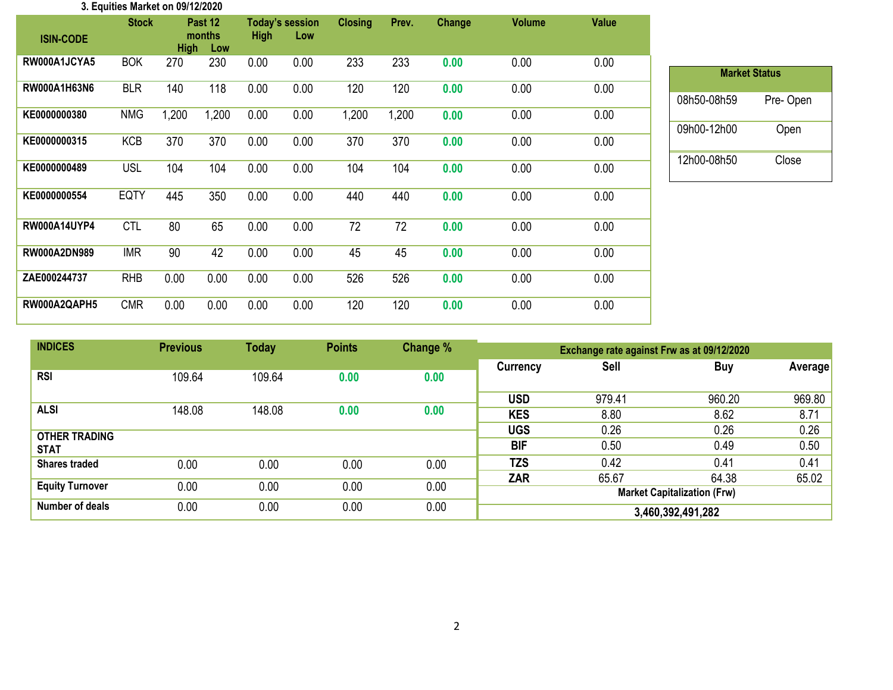### 3. Equities Market on 09/12/2020

| ISIN-CODE | Stock | Past 12 months High | Past 12 months Low | Today's session High | Today's session Low | Closing | Prev. | Change | Volume | Value |
|---|---|---|---|---|---|---|---|---|---|---|
| RW000A1JCYA5 | BOK | 270 | 230 | 0.00 | 0.00 | 233 | 233 | 0.00 | 0.00 | 0.00 |
| RW000A1H63N6 | BLR | 140 | 118 | 0.00 | 0.00 | 120 | 120 | 0.00 | 0.00 | 0.00 |
| KE0000000380 | NMG | 1,200 | 1,200 | 0.00 | 0.00 | 1,200 | 1,200 | 0.00 | 0.00 | 0.00 |
| KE0000000315 | KCB | 370 | 370 | 0.00 | 0.00 | 370 | 370 | 0.00 | 0.00 | 0.00 |
| KE0000000489 | USL | 104 | 104 | 0.00 | 0.00 | 104 | 104 | 0.00 | 0.00 | 0.00 |
| KE0000000554 | EQTY | 445 | 350 | 0.00 | 0.00 | 440 | 440 | 0.00 | 0.00 | 0.00 |
| RW000A14UYP4 | CTL | 80 | 65 | 0.00 | 0.00 | 72 | 72 | 0.00 | 0.00 | 0.00 |
| RW000A2DN989 | IMR | 90 | 42 | 0.00 | 0.00 | 45 | 45 | 0.00 | 0.00 | 0.00 |
| ZAE000244737 | RHB | 0.00 | 0.00 | 0.00 | 0.00 | 526 | 526 | 0.00 | 0.00 | 0.00 |
| RW000A2QAPH5 | CMR | 0.00 | 0.00 | 0.00 | 0.00 | 120 | 120 | 0.00 | 0.00 | 0.00 |

| Market Status | |
|---|---|
| 08h50-08h59 | Pre- Open |
| 09h00-12h00 | Open |
| 12h00-08h50 | Close |

| INDICES | Previous | Today | Points | Change % |
|---|---|---|---|---|
| RSI | 109.64 | 109.64 | 0.00 | 0.00 |
| ALSI | 148.08 | 148.08 | 0.00 | 0.00 |
| **OTHER TRADING STAT** | | | | |
| Shares traded | 0.00 | 0.00 | 0.00 | 0.00 |
| Equity Turnover | 0.00 | 0.00 | 0.00 | 0.00 |
| Number of deals | 0.00 | 0.00 | 0.00 | 0.00 |

| Exchange rate against Frw as at 09/12/2020 | | | |
|---|---|---|---|
| Currency | Sell | Buy | Average |
| USD | 979.41 | 960.20 | 969.80 |
| KES | 8.80 | 8.62 | 8.71 |
| UGS | 0.26 | 0.26 | 0.26 |
| BIF | 0.50 | 0.49 | 0.50 |
| TZS | 0.42 | 0.41 | 0.41 |
| ZAR | 65.67 | 64.38 | 65.02 |
| Market Capitalization (Frw) | | | |
| 3,460,392,491,282 | | | |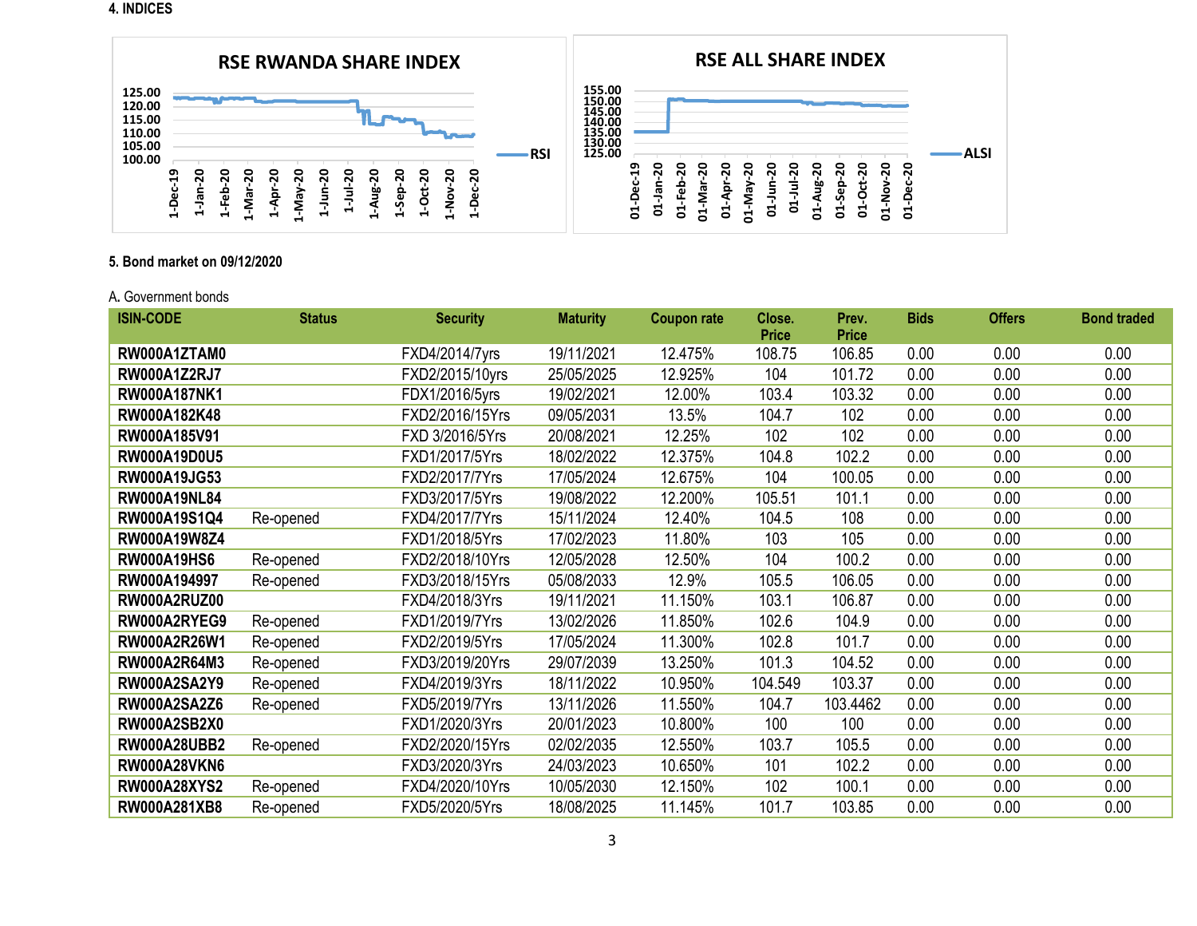## 4. INDICES

RSE RWANDA SHARE INDEX

RSI

RSE ALL SHARE INDEX

ALSI

## 5. Bond market on 09/12/2020

A. Government bonds

| ISIN-CODE | Status | Security | Maturity | Coupon rate | Close. Price | Prev. Price | Bids | Offers | Bond traded |
|---|---|---|---|---|---|---|---|---|---|
| RW000A1ZTAM0 | | FXD4/2014/7yrs | 19/11/2021 | 12.475% | 108.75 | 106.85 | 0.00 | 0.00 | 0.00 |
| RW000A1Z2RJ7 | | FXD2/2015/10yrs | 25/05/2025 | 12.925% | 104 | 101.72 | 0.00 | 0.00 | 0.00 |
| RW000A187NK1 | | FDX1/2016/5yrs | 19/02/2021 | 12.00% | 103.4 | 103.32 | 0.00 | 0.00 | 0.00 |
| RW000A182K48 | | FXD2/2016/15Yrs | 09/05/2031 | 13.5% | 104.7 | 102 | 0.00 | 0.00 | 0.00 |
| RW000A185V91 | | FXD 3/2016/5Yrs | 20/08/2021 | 12.25% | 102 | 102 | 0.00 | 0.00 | 0.00 |
| RW000A19D0U5 | | FXD1/2017/5Yrs | 18/02/2022 | 12.375% | 104.8 | 102.2 | 0.00 | 0.00 | 0.00 |
| RW000A19JG53 | | FXD2/2017/7Yrs | 17/05/2024 | 12.675% | 104 | 100.05 | 0.00 | 0.00 | 0.00 |
| RW000A19NL84 | | FXD3/2017/5Yrs | 19/08/2022 | 12.200% | 105.51 | 101.1 | 0.00 | 0.00 | 0.00 |
| RW000A19S1Q4 | Re-opened | FXD4/2017/7Yrs | 15/11/2024 | 12.40% | 104.5 | 108 | 0.00 | 0.00 | 0.00 |
| RW000A19W8Z4 | | FXD1/2018/5Yrs | 17/02/2023 | 11.80% | 103 | 105 | 0.00 | 0.00 | 0.00 |
| RW000A19HS6 | Re-opened | FXD2/2018/10Yrs | 12/05/2028 | 12.50% | 104 | 100.2 | 0.00 | 0.00 | 0.00 |
| RW000A194997 | Re-opened | FXD3/2018/15Yrs | 05/08/2033 | 12.9% | 105.5 | 106.05 | 0.00 | 0.00 | 0.00 |
| RW000A2RUZ00 | | FXD4/2018/3Yrs | 19/11/2021 | 11.150% | 103.1 | 106.87 | 0.00 | 0.00 | 0.00 |
| RW000A2RYEG9 | Re-opened | FXD1/2019/7Yrs | 13/02/2026 | 11.850% | 102.6 | 104.9 | 0.00 | 0.00 | 0.00 |
| RW000A2R26W1 | Re-opened | FXD2/2019/5Yrs | 17/05/2024 | 11.300% | 102.8 | 101.7 | 0.00 | 0.00 | 0.00 |
| RW000A2R64M3 | Re-opened | FXD3/2019/20Yrs | 29/07/2039 | 13.250% | 101.3 | 104.52 | 0.00 | 0.00 | 0.00 |
| RW000A2SA2Y9 | Re-opened | FXD4/2019/3Yrs | 18/11/2022 | 10.950% | 104.549 | 103.37 | 0.00 | 0.00 | 0.00 |
| RW000A2SA2Z6 | Re-opened | FXD5/2019/7Yrs | 13/11/2026 | 11.550% | 104.7 | 103.4462 | 0.00 | 0.00 | 0.00 |
| RW000A2SB2X0 | | FXD1/2020/3Yrs | 20/01/2023 | 10.800% | 100 | 100 | 0.00 | 0.00 | 0.00 |
| RW000A28UBB2 | Re-opened | FXD2/2020/15Yrs | 02/02/2035 | 12.550% | 103.7 | 105.5 | 0.00 | 0.00 | 0.00 |
| RW000A28VKN6 | | FXD3/2020/3Yrs | 24/03/2023 | 10.650% | 101 | 102.2 | 0.00 | 0.00 | 0.00 |
| RW000A28XYS2 | Re-opened | FXD4/2020/10Yrs | 10/05/2030 | 12.150% | 102 | 100.1 | 0.00 | 0.00 | 0.00 |
| RW000A281XB8 | Re-opened | FXD5/2020/5Yrs | 18/08/2025 | 11.145% | 101.7 | 103.85 | 0.00 | 0.00 | 0.00 |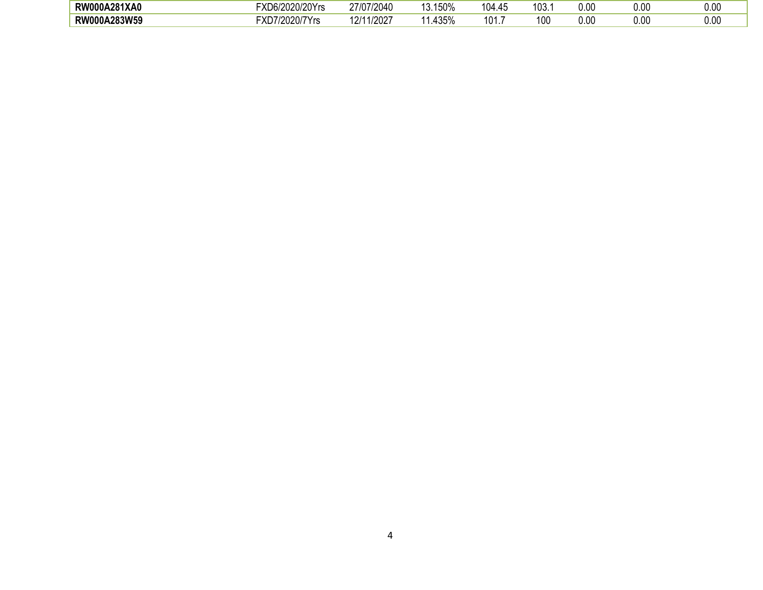| | | | | | | | | |
|---|---|---|---|---|---|---|---|---|
| **RW000A281XA0** | FXD6/2020/20Yrs | 27/07/2040 | 13.150% | 104.45 | 103.1 | 0.00 | 0.00 | 0.00 |
| **RW000A283W59** | FXD7/2020/7Yrs | 12/11/2027 | 11.435% | 101.7 | 100 | 0.00 | 0.00 | 0.00 |